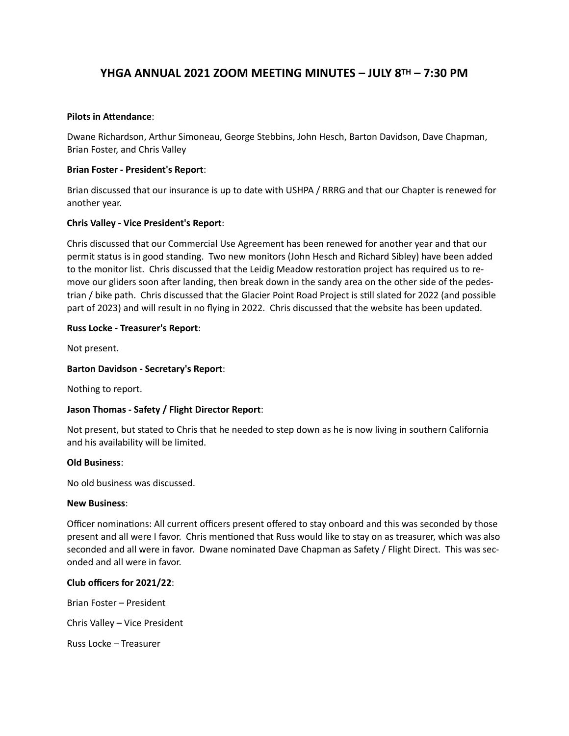# YHGA ANNUAL 2021 ZOOM MEETING MINUTES – JULY 8TH – 7:30 PM

**Pilots in Attendance**:

Dwane Richardson, Arthur Simoneau, George Stebbins, John Hesch, Barton Davidson, Dave Chapman, Brian Foster, and Chris Valley

**Brian Foster - President's Report**:

Brian discussed that our insurance is up to date with USHPA / RRRG and that our Chapter is renewed for another year.

**Chris Valley - Vice President's Report**:

Chris discussed that our Commercial Use Agreement has been renewed for another year and that our permit status is in good standing. Two new monitors (John Hesch and Richard Sibley) have been added to the monitor list. Chris discussed that the Leidig Meadow restoration project has required us to remove our gliders soon after landing, then break down in the sandy area on the other side of the pedestrian / bike path. Chris discussed that the Glacier Point Road Project is still slated for 2022 (and possible part of 2023) and will result in no flying in 2022. Chris discussed that the website has been updated.

**Russ Locke - Treasurer's Report**:

Not present.

**Barton Davidson - Secretary's Report**:

Nothing to report.

**Jason Thomas - Safety / Flight Director Report**:

Not present, but stated to Chris that he needed to step down as he is now living in southern California and his availability will be limited.

**Old Business**:

No old business was discussed.

**New Business**:

Officer nominations: All current officers present offered to stay onboard and this was seconded by those present and all were I favor. Chris mentioned that Russ would like to stay on as treasurer, which was also seconded and all were in favor. Dwane nominated Dave Chapman as Safety / Flight Direct. This was seconded and all were in favor.

**Club officers for 2021/22**:

Brian Foster – President

Chris Valley – Vice President

Russ Locke – Treasurer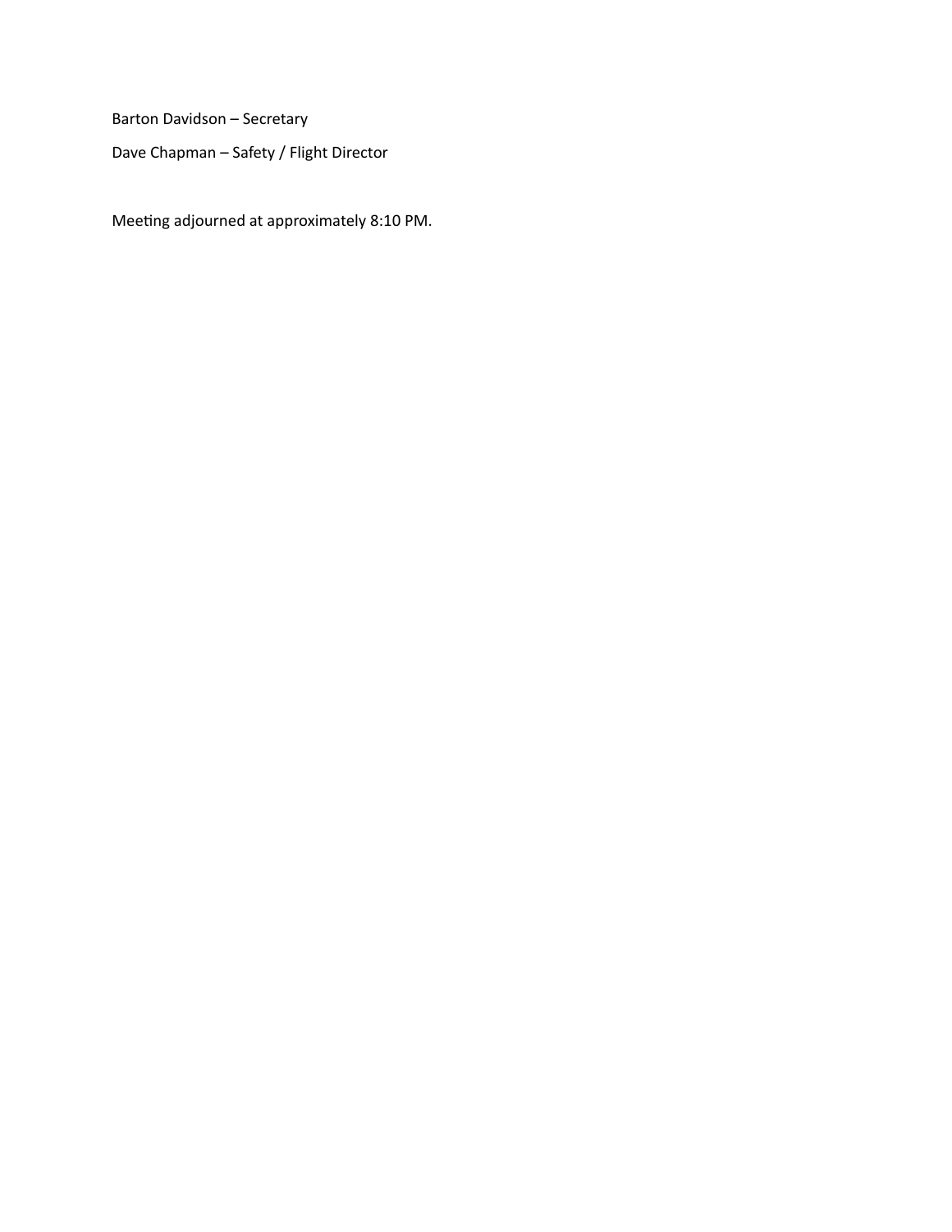Barton Davidson – Secretary

Dave Chapman – Safety / Flight Director

Meeting adjourned at approximately 8:10 PM.